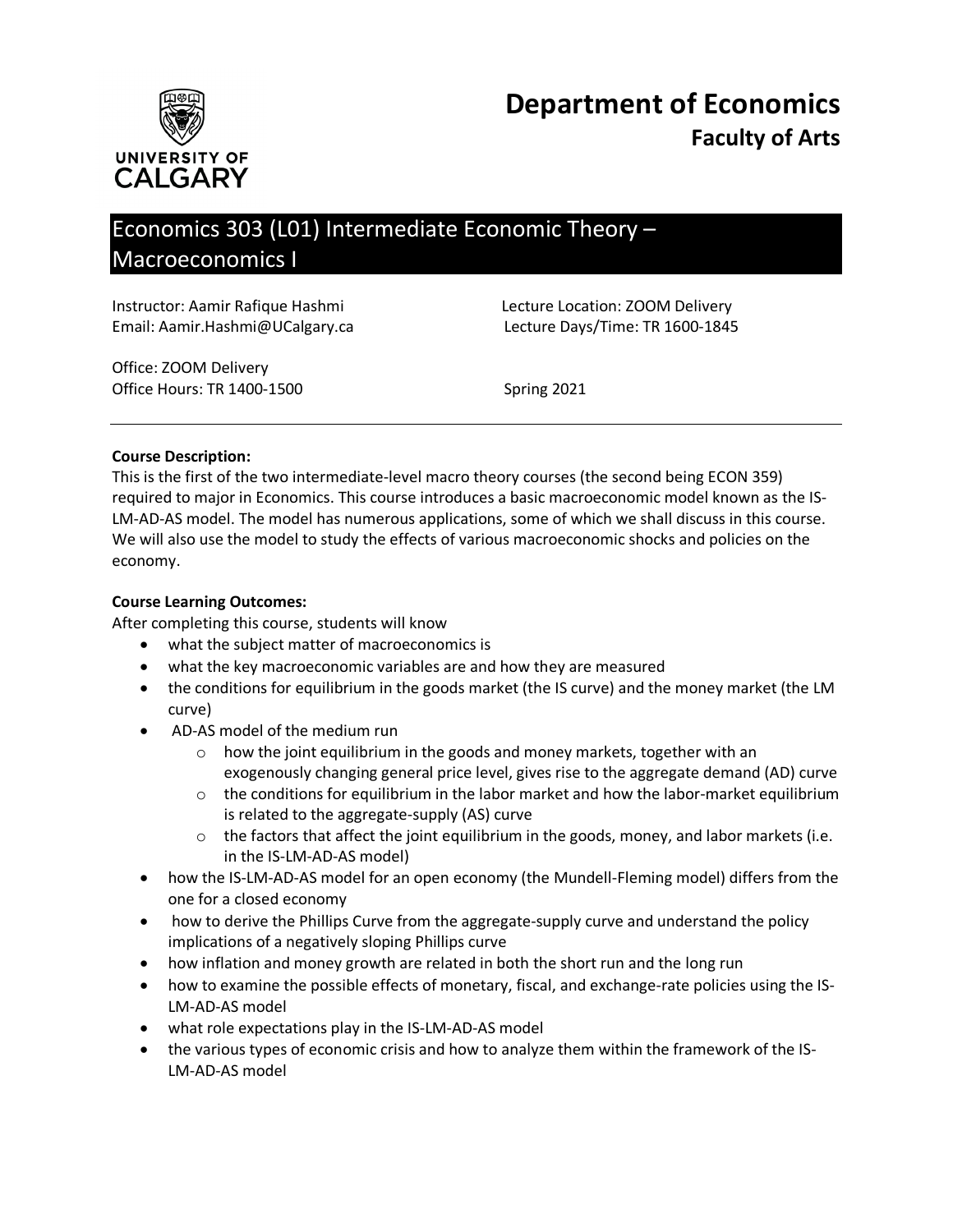# Department of Economics

## Faculty of Arts

UNIVERSITY OF CALGARY

# Economics 303 (L01) Intermediate Economic Theory – Macroeconomics I

Instructor: Aamir Rafique Hashmi
Email: Aamir.Hashmi@UCalgary.ca

Lecture Location: ZOOM Delivery
Lecture Days/Time: TR 1600-1845

Office: ZOOM Delivery
Office Hours: TR 1400-1500

Spring 2021

---

**Course Description:**
This is the first of the two intermediate-level macro theory courses (the second being ECON 359) required to major in Economics. This course introduces a basic macroeconomic model known as the IS-LM-AD-AS model. The model has numerous applications, some of which we shall discuss in this course. We will also use the model to study the effects of various macroeconomic shocks and policies on the economy.

**Course Learning Outcomes:**
After completing this course, students will know

- what the subject matter of macroeconomics is
- what the key macroeconomic variables are and how they are measured
- the conditions for equilibrium in the goods market (the IS curve) and the money market (the LM curve)
- AD-AS model of the medium run
  - how the joint equilibrium in the goods and money markets, together with an exogenously changing general price level, gives rise to the aggregate demand (AD) curve
  - the conditions for equilibrium in the labor market and how the labor-market equilibrium is related to the aggregate-supply (AS) curve
  - the factors that affect the joint equilibrium in the goods, money, and labor markets (i.e. in the IS-LM-AD-AS model)
- how the IS-LM-AD-AS model for an open economy (the Mundell-Fleming model) differs from the one for a closed economy
- how to derive the Phillips Curve from the aggregate-supply curve and understand the policy implications of a negatively sloping Phillips curve
- how inflation and money growth are related in both the short run and the long run
- how to examine the possible effects of monetary, fiscal, and exchange-rate policies using the IS-LM-AD-AS model
- what role expectations play in the IS-LM-AD-AS model
- the various types of economic crisis and how to analyze them within the framework of the IS-LM-AD-AS model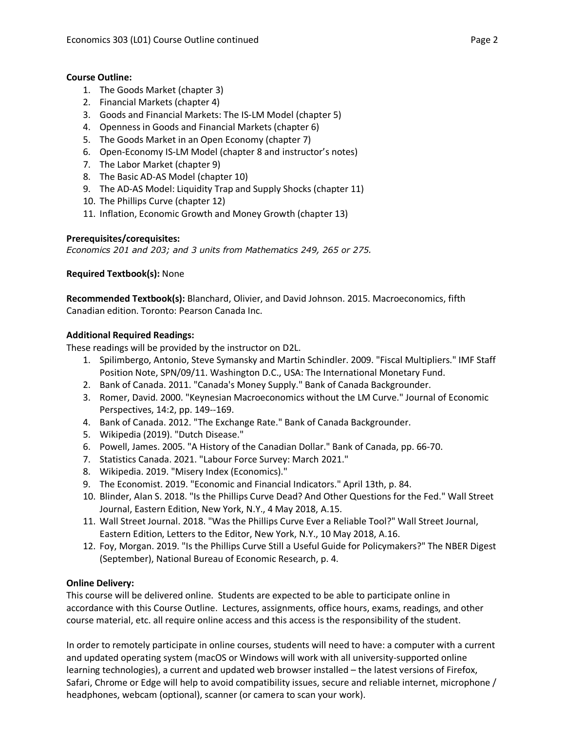**Course Outline:**

1. The Goods Market (chapter 3)
2. Financial Markets (chapter 4)
3. Goods and Financial Markets: The IS-LM Model (chapter 5)
4. Openness in Goods and Financial Markets (chapter 6)
5. The Goods Market in an Open Economy (chapter 7)
6. Open-Economy IS-LM Model (chapter 8 and instructor's notes)
7. The Labor Market (chapter 9)
8. The Basic AD-AS Model (chapter 10)
9. The AD-AS Model: Liquidity Trap and Supply Shocks (chapter 11)
10. The Phillips Curve (chapter 12)
11. Inflation, Economic Growth and Money Growth (chapter 13)

**Prerequisites/corequisites:**

*Economics 201 and 203; and 3 units from Mathematics 249, 265 or 275.*

**Required Textbook(s):** None

**Recommended Textbook(s):** Blanchard, Olivier, and David Johnson. 2015. Macroeconomics, fifth Canadian edition. Toronto: Pearson Canada Inc.

**Additional Required Readings:**

These readings will be provided by the instructor on D2L.

1. Spilimbergo, Antonio, Steve Symansky and Martin Schindler. 2009. "Fiscal Multipliers." IMF Staff Position Note, SPN/09/11. Washington D.C., USA: The International Monetary Fund.
2. Bank of Canada. 2011. "Canada's Money Supply." Bank of Canada Backgrounder.
3. Romer, David. 2000. "Keynesian Macroeconomics without the LM Curve." Journal of Economic Perspectives, 14:2, pp. 149--169.
4. Bank of Canada. 2012. "The Exchange Rate." Bank of Canada Backgrounder.
5. Wikipedia (2019). "Dutch Disease."
6. Powell, James. 2005. "A History of the Canadian Dollar." Bank of Canada, pp. 66-70.
7. Statistics Canada. 2021. "Labour Force Survey: March 2021."
8. Wikipedia. 2019. "Misery Index (Economics)."
9. The Economist. 2019. "Economic and Financial Indicators." April 13th, p. 84.
10. Blinder, Alan S. 2018. "Is the Phillips Curve Dead? And Other Questions for the Fed." Wall Street Journal, Eastern Edition, New York, N.Y., 4 May 2018, A.15.
11. Wall Street Journal. 2018. "Was the Phillips Curve Ever a Reliable Tool?" Wall Street Journal, Eastern Edition, Letters to the Editor, New York, N.Y., 10 May 2018, A.16.
12. Foy, Morgan. 2019. "Is the Phillips Curve Still a Useful Guide for Policymakers?" The NBER Digest (September), National Bureau of Economic Research, p. 4.

**Online Delivery:**

This course will be delivered online. Students are expected to be able to participate online in accordance with this Course Outline. Lectures, assignments, office hours, exams, readings, and other course material, etc. all require online access and this access is the responsibility of the student.

In order to remotely participate in online courses, students will need to have: a computer with a current and updated operating system (macOS or Windows will work with all university-supported online learning technologies), a current and updated web browser installed – the latest versions of Firefox, Safari, Chrome or Edge will help to avoid compatibility issues, secure and reliable internet, microphone / headphones, webcam (optional), scanner (or camera to scan your work).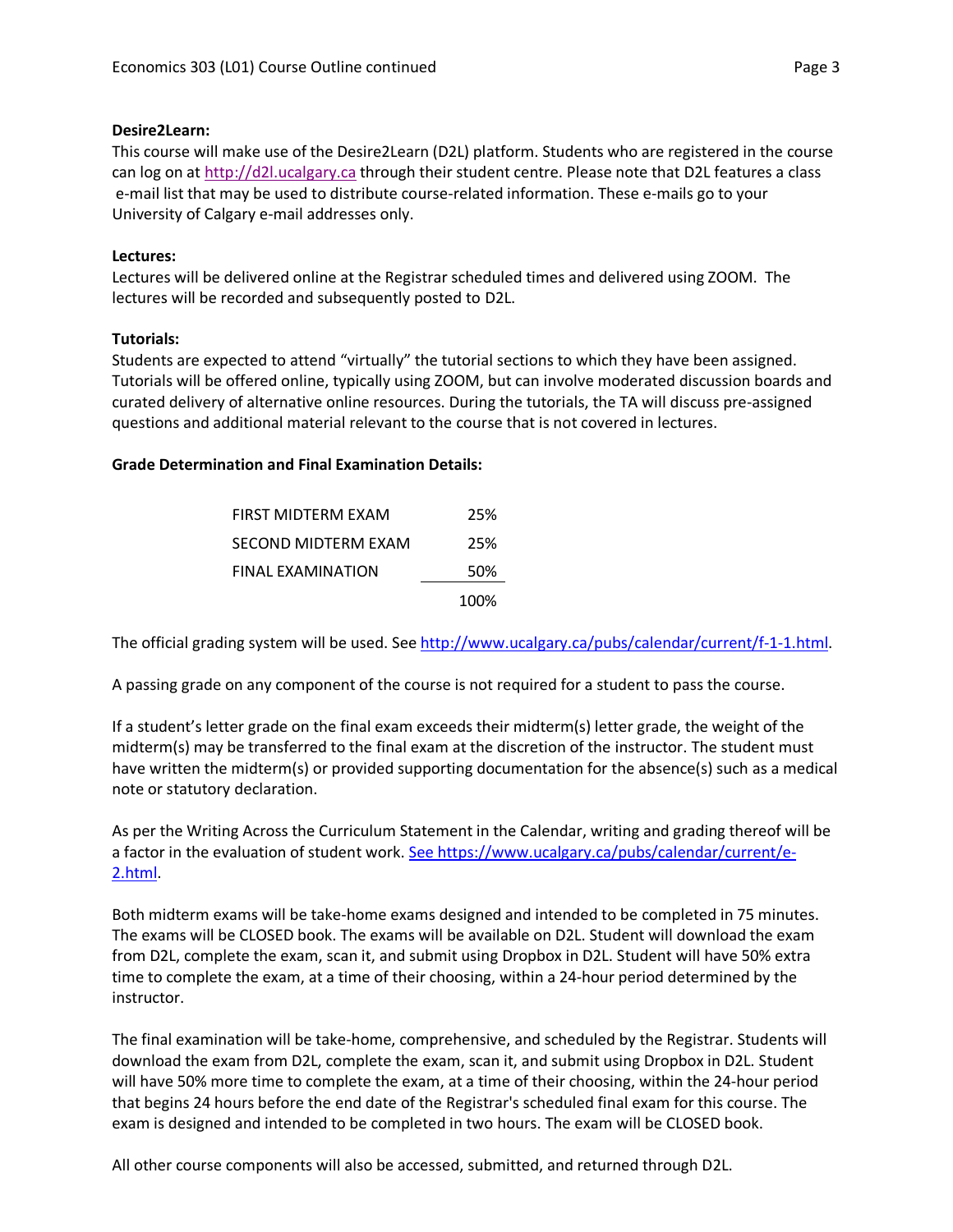**Desire2Learn:**
This course will make use of the Desire2Learn (D2L) platform. Students who are registered in the course can log on at http://d2l.ucalgary.ca through their student centre. Please note that D2L features a class e-mail list that may be used to distribute course-related information. These e-mails go to your University of Calgary e-mail addresses only.

**Lectures:**
Lectures will be delivered online at the Registrar scheduled times and delivered using ZOOM. The lectures will be recorded and subsequently posted to D2L.

**Tutorials:**
Students are expected to attend "virtually" the tutorial sections to which they have been assigned. Tutorials will be offered online, typically using ZOOM, but can involve moderated discussion boards and curated delivery of alternative online resources. During the tutorials, the TA will discuss pre-assigned questions and additional material relevant to the course that is not covered in lectures.

**Grade Determination and Final Examination Details:**

| | |
|---|---|
| FIRST MIDTERM EXAM | 25% |
| SECOND MIDTERM EXAM | 25% |
| FINAL EXAMINATION | 50% |
| | 100% |

The official grading system will be used. See http://www.ucalgary.ca/pubs/calendar/current/f-1-1.html.

A passing grade on any component of the course is not required for a student to pass the course.

If a student's letter grade on the final exam exceeds their midterm(s) letter grade, the weight of the midterm(s) may be transferred to the final exam at the discretion of the instructor. The student must have written the midterm(s) or provided supporting documentation for the absence(s) such as a medical note or statutory declaration.

As per the Writing Across the Curriculum Statement in the Calendar, writing and grading thereof will be a factor in the evaluation of student work. See https://www.ucalgary.ca/pubs/calendar/current/e-2.html.

Both midterm exams will be take-home exams designed and intended to be completed in 75 minutes. The exams will be CLOSED book. The exams will be available on D2L. Student will download the exam from D2L, complete the exam, scan it, and submit using Dropbox in D2L. Student will have 50% extra time to complete the exam, at a time of their choosing, within a 24-hour period determined by the instructor.

The final examination will be take-home, comprehensive, and scheduled by the Registrar. Students will download the exam from D2L, complete the exam, scan it, and submit using Dropbox in D2L. Student will have 50% more time to complete the exam, at a time of their choosing, within the 24-hour period that begins 24 hours before the end date of the Registrar's scheduled final exam for this course. The exam is designed and intended to be completed in two hours. The exam will be CLOSED book.

All other course components will also be accessed, submitted, and returned through D2L.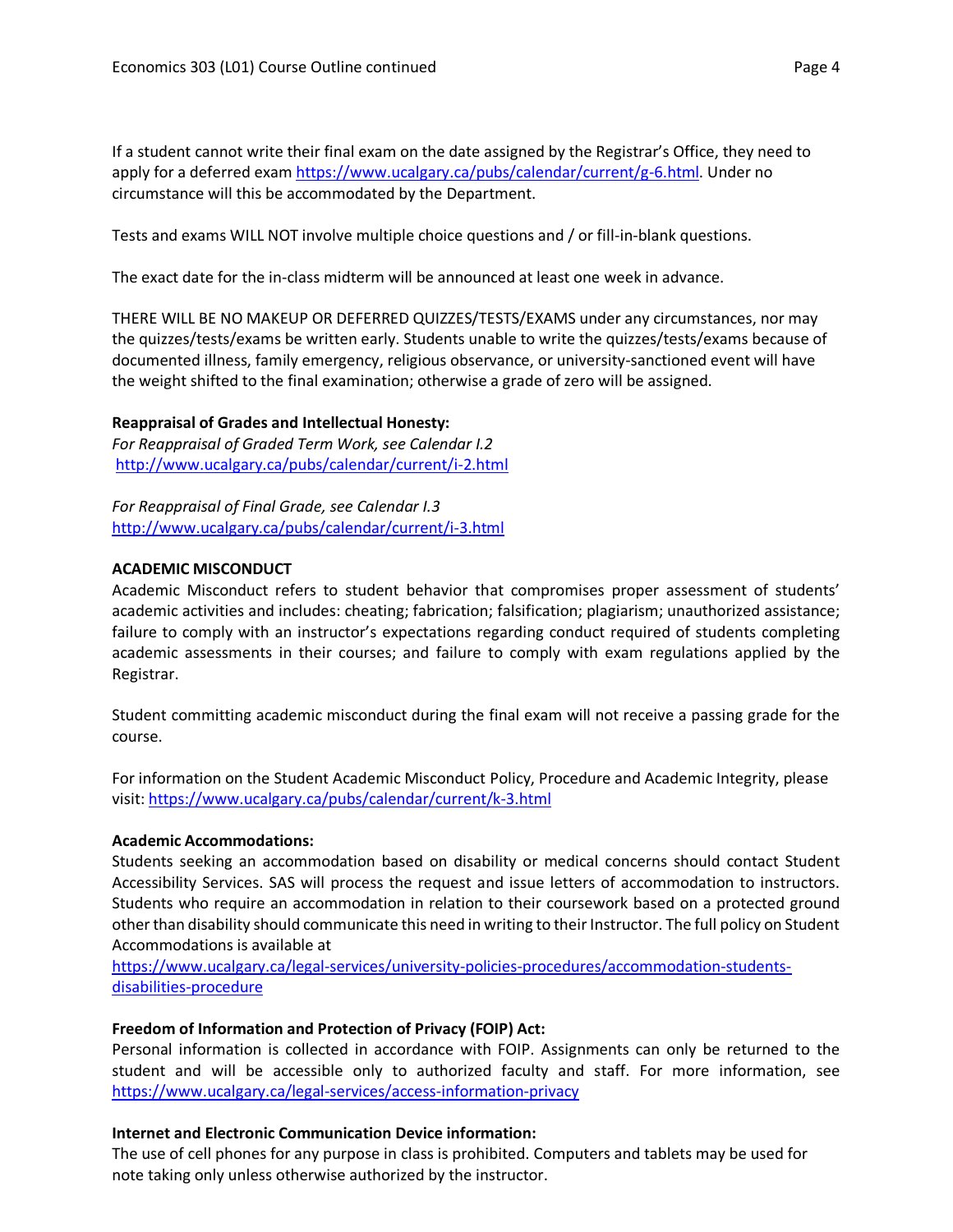If a student cannot write their final exam on the date assigned by the Registrar's Office, they need to apply for a deferred exam https://www.ucalgary.ca/pubs/calendar/current/g-6.html. Under no circumstance will this be accommodated by the Department.

Tests and exams WILL NOT involve multiple choice questions and / or fill-in-blank questions.

The exact date for the in-class midterm will be announced at least one week in advance.

THERE WILL BE NO MAKEUP OR DEFERRED QUIZZES/TESTS/EXAMS under any circumstances, nor may the quizzes/tests/exams be written early. Students unable to write the quizzes/tests/exams because of documented illness, family emergency, religious observance, or university-sanctioned event will have the weight shifted to the final examination; otherwise a grade of zero will be assigned.

**Reappraisal of Grades and Intellectual Honesty:**

*For Reappraisal of Graded Term Work, see Calendar I.2*
http://www.ucalgary.ca/pubs/calendar/current/i-2.html

*For Reappraisal of Final Grade, see Calendar I.3*
http://www.ucalgary.ca/pubs/calendar/current/i-3.html

**ACADEMIC MISCONDUCT**

Academic Misconduct refers to student behavior that compromises proper assessment of students' academic activities and includes: cheating; fabrication; falsification; plagiarism; unauthorized assistance; failure to comply with an instructor's expectations regarding conduct required of students completing academic assessments in their courses; and failure to comply with exam regulations applied by the Registrar.

Student committing academic misconduct during the final exam will not receive a passing grade for the course.

For information on the Student Academic Misconduct Policy, Procedure and Academic Integrity, please visit: https://www.ucalgary.ca/pubs/calendar/current/k-3.html

**Academic Accommodations:**

Students seeking an accommodation based on disability or medical concerns should contact Student Accessibility Services. SAS will process the request and issue letters of accommodation to instructors. Students who require an accommodation in relation to their coursework based on a protected ground other than disability should communicate this need in writing to their Instructor. The full policy on Student Accommodations is available at
https://www.ucalgary.ca/legal-services/university-policies-procedures/accommodation-students-disabilities-procedure

**Freedom of Information and Protection of Privacy (FOIP) Act:**

Personal information is collected in accordance with FOIP. Assignments can only be returned to the student and will be accessible only to authorized faculty and staff. For more information, see https://www.ucalgary.ca/legal-services/access-information-privacy

**Internet and Electronic Communication Device information:**

The use of cell phones for any purpose in class is prohibited. Computers and tablets may be used for note taking only unless otherwise authorized by the instructor.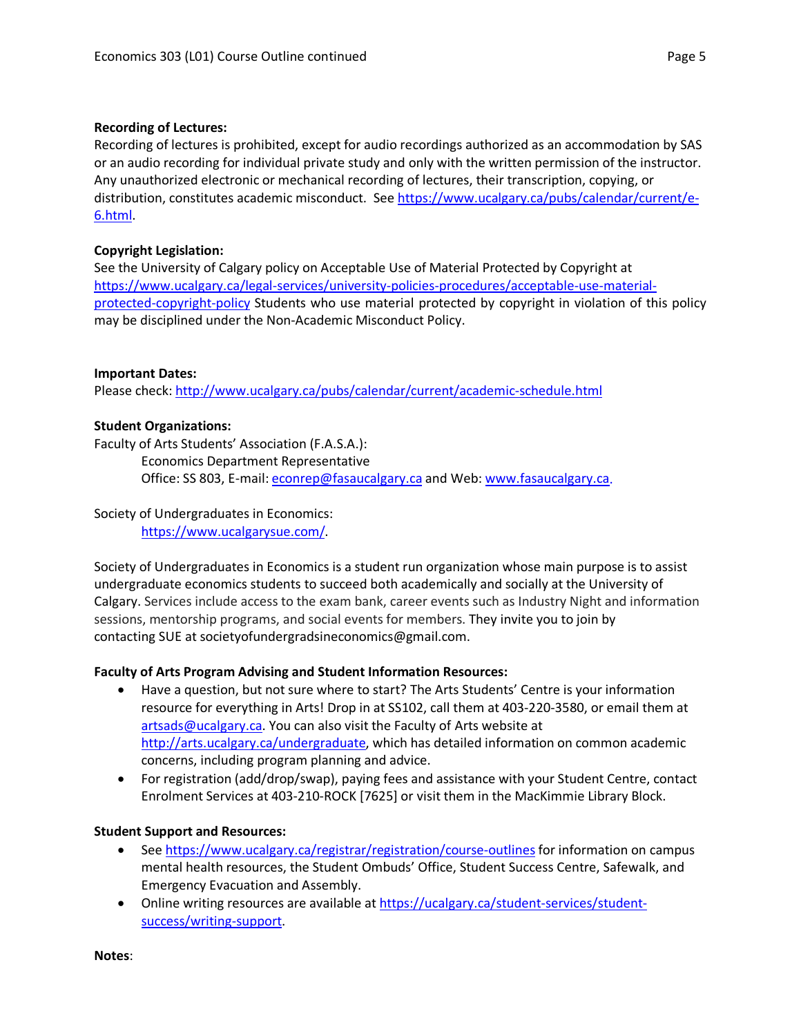**Recording of Lectures:**
Recording of lectures is prohibited, except for audio recordings authorized as an accommodation by SAS or an audio recording for individual private study and only with the written permission of the instructor. Any unauthorized electronic or mechanical recording of lectures, their transcription, copying, or distribution, constitutes academic misconduct. See https://www.ucalgary.ca/pubs/calendar/current/e-6.html.

**Copyright Legislation:**
See the University of Calgary policy on Acceptable Use of Material Protected by Copyright at https://www.ucalgary.ca/legal-services/university-policies-procedures/acceptable-use-material-protected-copyright-policy Students who use material protected by copyright in violation of this policy may be disciplined under the Non-Academic Misconduct Policy.

**Important Dates:**
Please check: http://www.ucalgary.ca/pubs/calendar/current/academic-schedule.html

**Student Organizations:**
Faculty of Arts Students' Association (F.A.S.A.):

Economics Department Representative
Office: SS 803, E-mail: econrep@fasaucalgary.ca and Web: www.fasaucalgary.ca.

Society of Undergraduates in Economics:

https://www.ucalgarysue.com/.

Society of Undergraduates in Economics is a student run organization whose main purpose is to assist undergraduate economics students to succeed both academically and socially at the University of Calgary. Services include access to the exam bank, career events such as Industry Night and information sessions, mentorship programs, and social events for members. They invite you to join by contacting SUE at societyofundergradsineconomics@gmail.com.

**Faculty of Arts Program Advising and Student Information Resources:**

- Have a question, but not sure where to start? The Arts Students' Centre is your information resource for everything in Arts! Drop in at SS102, call them at 403-220-3580, or email them at artsads@ucalgary.ca. You can also visit the Faculty of Arts website at http://arts.ucalgary.ca/undergraduate, which has detailed information on common academic concerns, including program planning and advice.
- For registration (add/drop/swap), paying fees and assistance with your Student Centre, contact Enrolment Services at 403-210-ROCK [7625] or visit them in the MacKimmie Library Block.

**Student Support and Resources:**

- See https://www.ucalgary.ca/registrar/registration/course-outlines for information on campus mental health resources, the Student Ombuds' Office, Student Success Centre, Safewalk, and Emergency Evacuation and Assembly.
- Online writing resources are available at https://ucalgary.ca/student-services/student-success/writing-support.

**Notes**: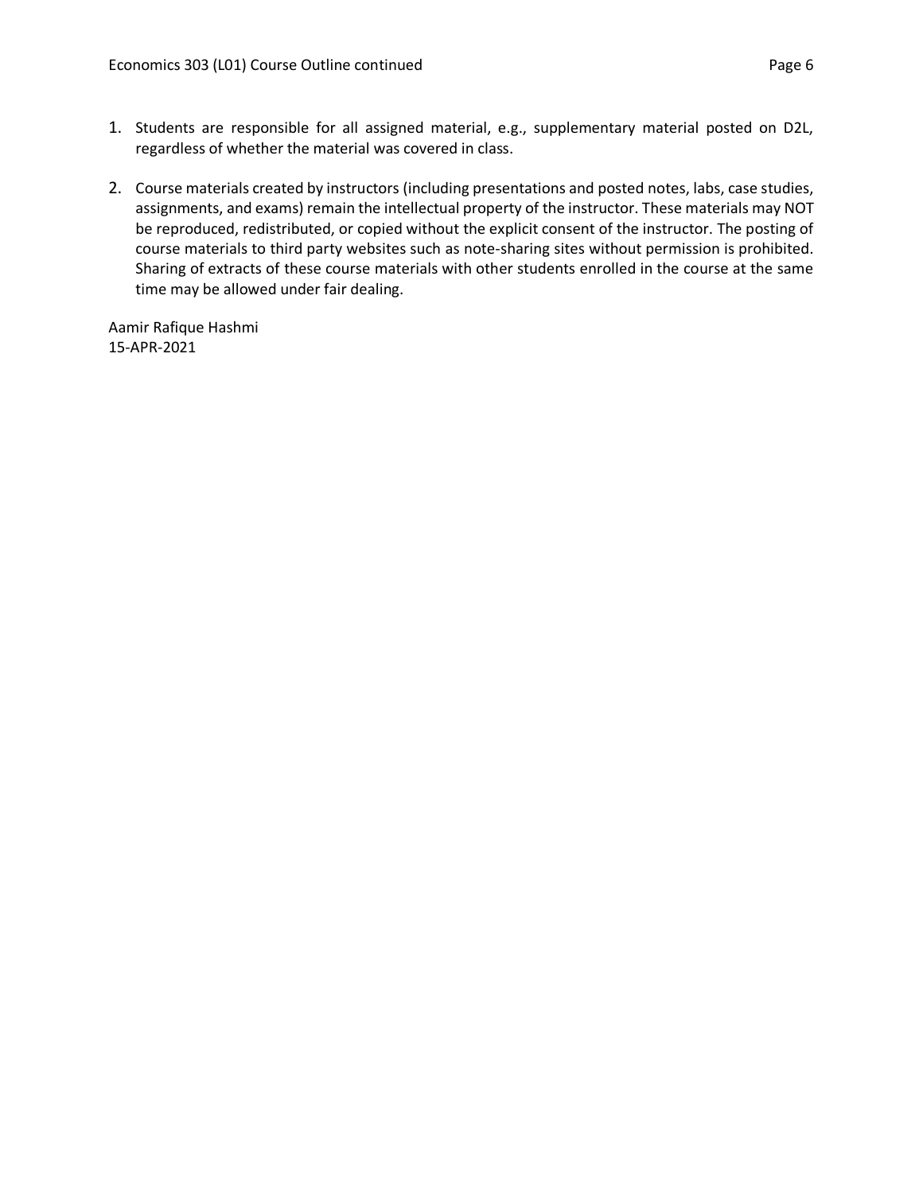1. Students are responsible for all assigned material, e.g., supplementary material posted on D2L, regardless of whether the material was covered in class.

2. Course materials created by instructors (including presentations and posted notes, labs, case studies, assignments, and exams) remain the intellectual property of the instructor. These materials may NOT be reproduced, redistributed, or copied without the explicit consent of the instructor. The posting of course materials to third party websites such as note-sharing sites without permission is prohibited. Sharing of extracts of these course materials with other students enrolled in the course at the same time may be allowed under fair dealing.

Aamir Rafique Hashmi
15-APR-2021